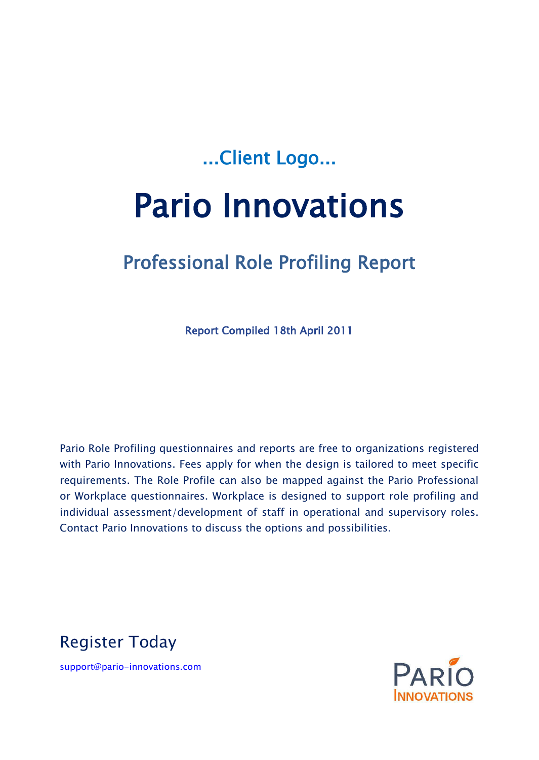...Client Logo...

# Pario Innovations

## Professional Role Profiling Report

Report Compiled 18th April 2011

Pario Role Profiling questionnaires and reports are free to organizations registered with Pario Innovations. Fees apply for when the design is tailored to meet specific requirements. The Role Profile can also be mapped against the Pario Professional or Workplace questionnaires. Workplace is designed to support role profiling and individual assessment/development of staff in operational and supervisory roles. Contact Pario Innovations to discuss the options and possibilities.

## Register Today

support@pario-innovations.com

PARIO INNOVATIONS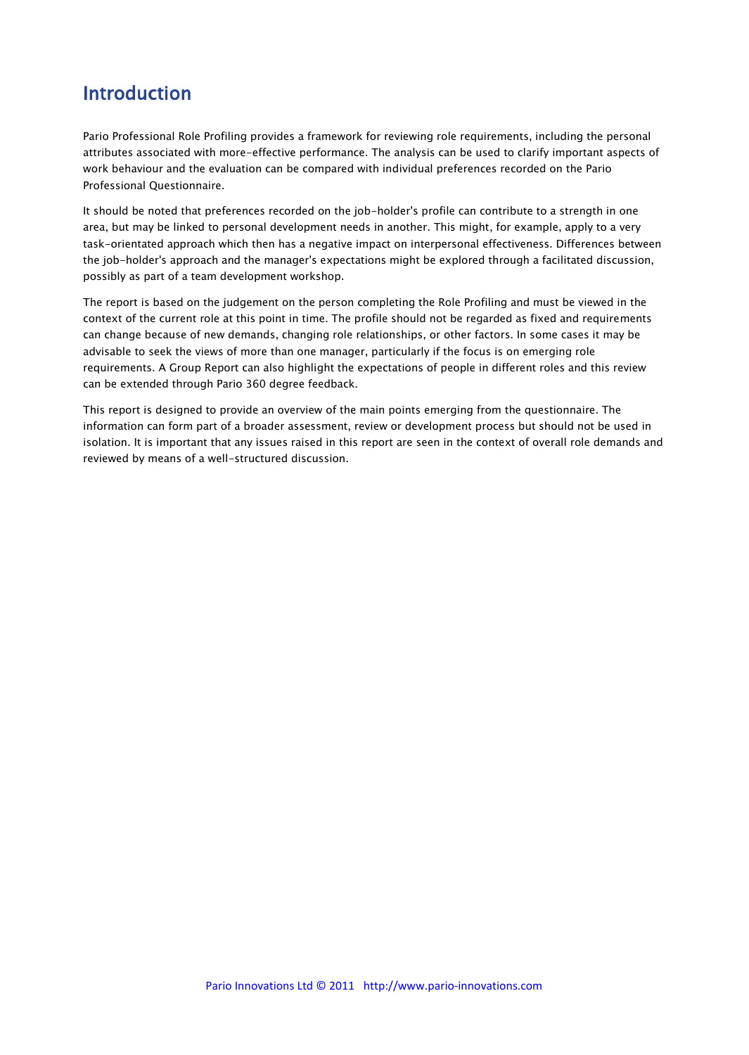# Introduction

Pario Professional Role Profiling provides a framework for reviewing role requirements, including the personal attributes associated with more-effective performance. The analysis can be used to clarify important aspects of work behaviour and the evaluation can be compared with individual preferences recorded on the Pario Professional Questionnaire.

It should be noted that preferences recorded on the job-holder's profile can contribute to a strength in one area, but may be linked to personal development needs in another. This might, for example, apply to a very task-orientated approach which then has a negative impact on interpersonal effectiveness. Differences between the job-holder's approach and the manager's expectations might be explored through a facilitated discussion, possibly as part of a team development workshop.

The report is based on the judgement on the person completing the Role Profiling and must be viewed in the context of the current role at this point in time. The profile should not be regarded as fixed and requirements can change because of new demands, changing role relationships, or other factors. In some cases it may be advisable to seek the views of more than one manager, particularly if the focus is on emerging role requirements. A Group Report can also highlight the expectations of people in different roles and this review can be extended through Pario 360 degree feedback.

This report is designed to provide an overview of the main points emerging from the questionnaire. The information can form part of a broader assessment, review or development process but should not be used in isolation. It is important that any issues raised in this report are seen in the context of overall role demands and reviewed by means of a well-structured discussion.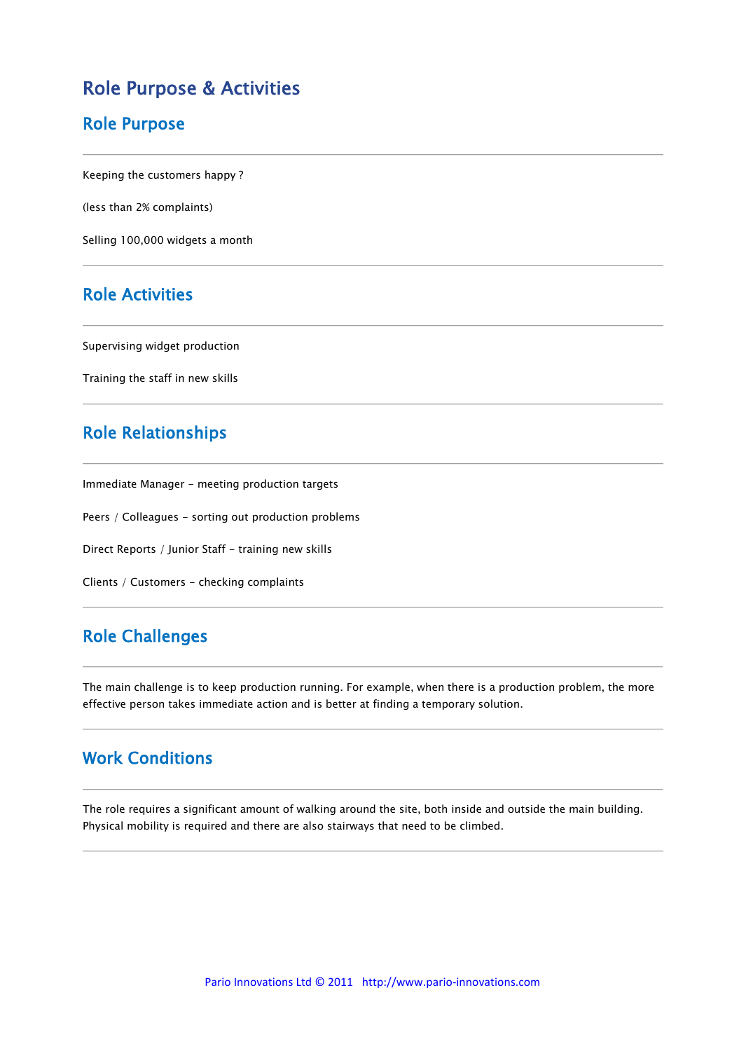# Role Purpose & Activities

## Role Purpose

---

Keeping the customers happy ?

(less than 2% complaints)

Selling 100,000 widgets a month

---

## Role Activities

---

Supervising widget production

Training the staff in new skills

---

## Role Relationships

---

Immediate Manager – meeting production targets

Peers / Colleagues – sorting out production problems

Direct Reports / Junior Staff – training new skills

Clients / Customers – checking complaints

---

## Role Challenges

---

The main challenge is to keep production running. For example, when there is a production problem, the more effective person takes immediate action and is better at finding a temporary solution.

---

## Work Conditions

---

The role requires a significant amount of walking around the site, both inside and outside the main building. Physical mobility is required and there are also stairways that need to be climbed.

---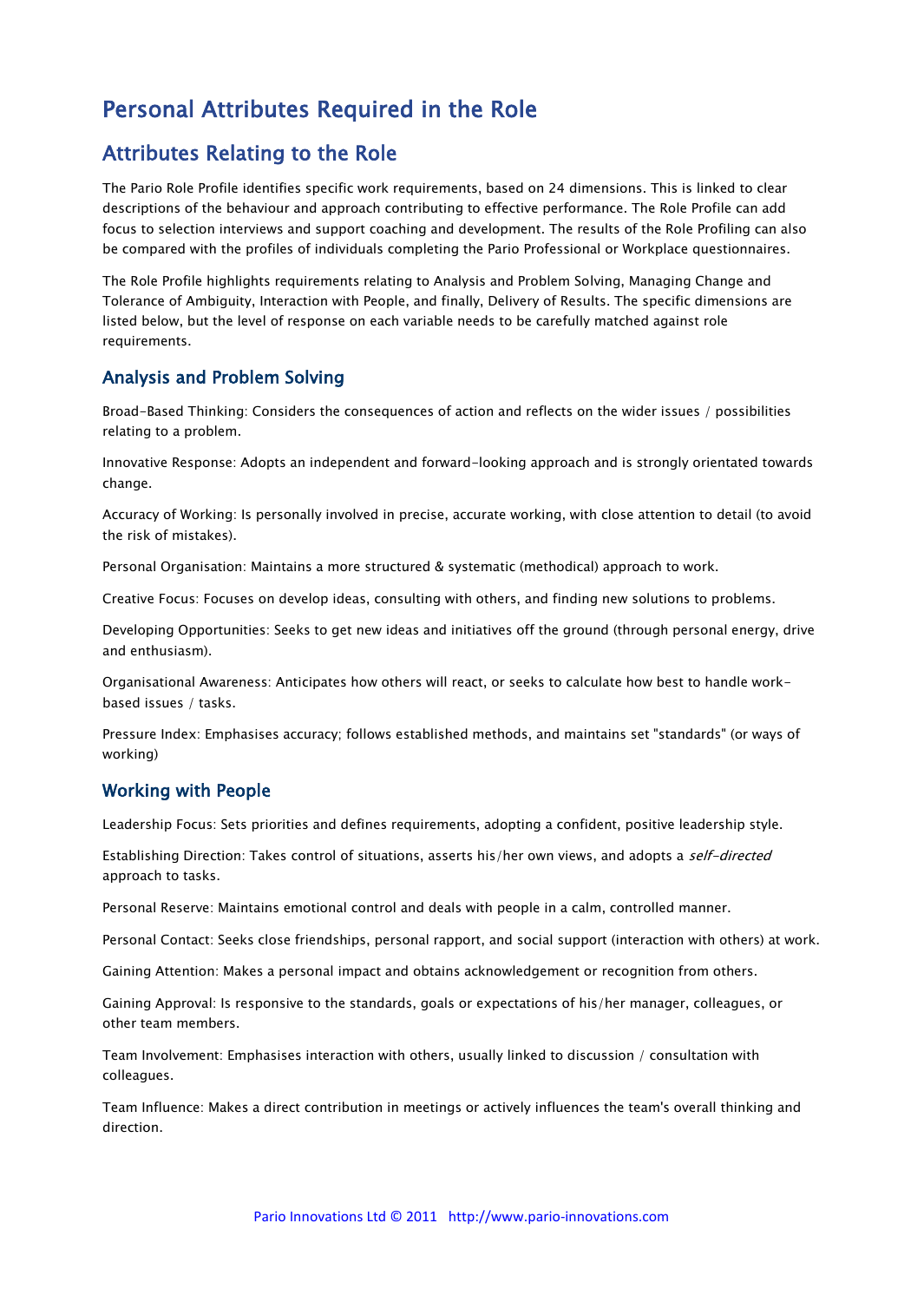# Personal Attributes Required in the Role

## Attributes Relating to the Role

The Pario Role Profile identifies specific work requirements, based on 24 dimensions. This is linked to clear descriptions of the behaviour and approach contributing to effective performance. The Role Profile can add focus to selection interviews and support coaching and development. The results of the Role Profiling can also be compared with the profiles of individuals completing the Pario Professional or Workplace questionnaires.

The Role Profile highlights requirements relating to Analysis and Problem Solving, Managing Change and Tolerance of Ambiguity, Interaction with People, and finally, Delivery of Results. The specific dimensions are listed below, but the level of response on each variable needs to be carefully matched against role requirements.

### Analysis and Problem Solving

Broad-Based Thinking: Considers the consequences of action and reflects on the wider issues / possibilities relating to a problem.

Innovative Response: Adopts an independent and forward-looking approach and is strongly orientated towards change.

Accuracy of Working: Is personally involved in precise, accurate working, with close attention to detail (to avoid the risk of mistakes).

Personal Organisation: Maintains a more structured & systematic (methodical) approach to work.

Creative Focus: Focuses on develop ideas, consulting with others, and finding new solutions to problems.

Developing Opportunities: Seeks to get new ideas and initiatives off the ground (through personal energy, drive and enthusiasm).

Organisational Awareness: Anticipates how others will react, or seeks to calculate how best to handle work-based issues / tasks.

Pressure Index: Emphasises accuracy; follows established methods, and maintains set "standards" (or ways of working)

### Working with People

Leadership Focus: Sets priorities and defines requirements, adopting a confident, positive leadership style.

Establishing Direction: Takes control of situations, asserts his/her own views, and adopts a *self-directed* approach to tasks.

Personal Reserve: Maintains emotional control and deals with people in a calm, controlled manner.

Personal Contact: Seeks close friendships, personal rapport, and social support (interaction with others) at work.

Gaining Attention: Makes a personal impact and obtains acknowledgement or recognition from others.

Gaining Approval: Is responsive to the standards, goals or expectations of his/her manager, colleagues, or other team members.

Team Involvement: Emphasises interaction with others, usually linked to discussion / consultation with colleagues.

Team Influence: Makes a direct contribution in meetings or actively influences the team's overall thinking and direction.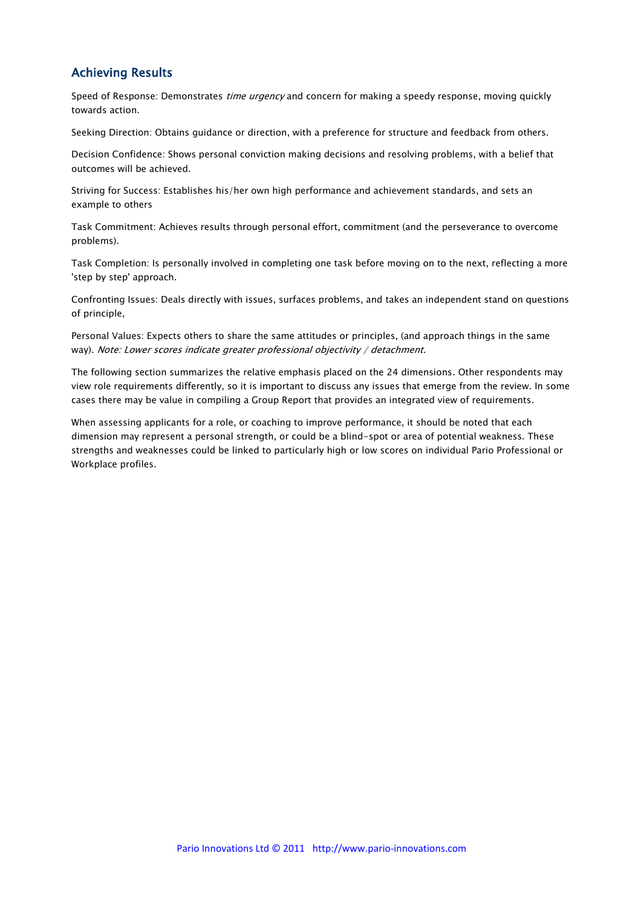## Achieving Results

Speed of Response: Demonstrates *time urgency* and concern for making a speedy response, moving quickly towards action.

Seeking Direction: Obtains guidance or direction, with a preference for structure and feedback from others.

Decision Confidence: Shows personal conviction making decisions and resolving problems, with a belief that outcomes will be achieved.

Striving for Success: Establishes his/her own high performance and achievement standards, and sets an example to others

Task Commitment: Achieves results through personal effort, commitment (and the perseverance to overcome problems).

Task Completion: Is personally involved in completing one task before moving on to the next, reflecting a more 'step by step' approach.

Confronting Issues: Deals directly with issues, surfaces problems, and takes an independent stand on questions of principle,

Personal Values: Expects others to share the same attitudes or principles, (and approach things in the same way). *Note: Lower scores indicate greater professional objectivity / detachment.*

The following section summarizes the relative emphasis placed on the 24 dimensions. Other respondents may view role requirements differently, so it is important to discuss any issues that emerge from the review. In some cases there may be value in compiling a Group Report that provides an integrated view of requirements.

When assessing applicants for a role, or coaching to improve performance, it should be noted that each dimension may represent a personal strength, or could be a blind-spot or area of potential weakness. These strengths and weaknesses could be linked to particularly high or low scores on individual Pario Professional or Workplace profiles.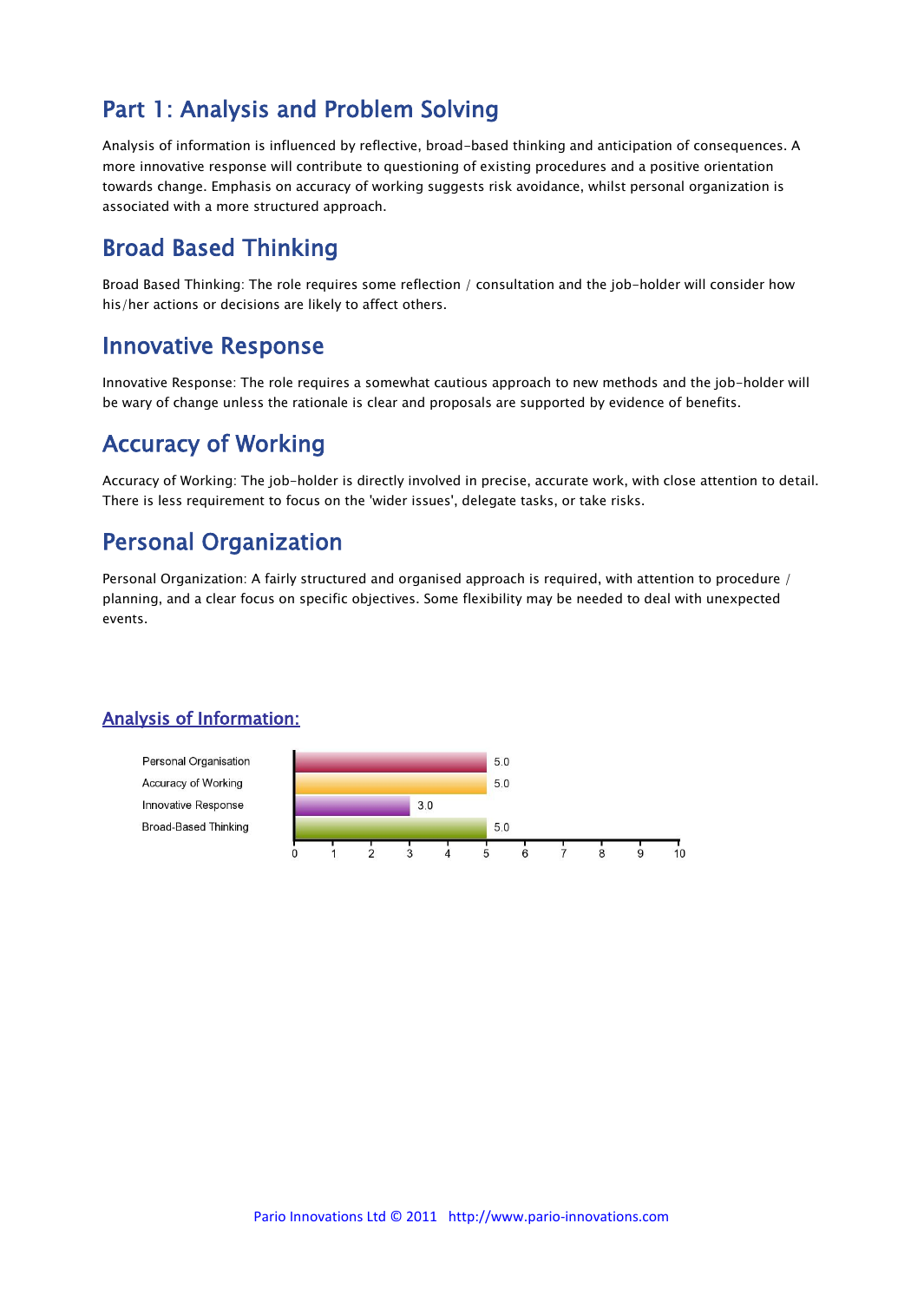## Part 1: Analysis and Problem Solving

Analysis of information is influenced by reflective, broad-based thinking and anticipation of consequences. A more innovative response will contribute to questioning of existing procedures and a positive orientation towards change. Emphasis on accuracy of working suggests risk avoidance, whilst personal organization is associated with a more structured approach.

## Broad Based Thinking

Broad Based Thinking: The role requires some reflection / consultation and the job-holder will consider how his/her actions or decisions are likely to affect others.

## Innovative Response

Innovative Response: The role requires a somewhat cautious approach to new methods and the job-holder will be wary of change unless the rationale is clear and proposals are supported by evidence of benefits.

## Accuracy of Working

Accuracy of Working: The job-holder is directly involved in precise, accurate work, with close attention to detail. There is less requirement to focus on the 'wider issues', delegate tasks, or take risks.

## Personal Organization

Personal Organization: A fairly structured and organised approach is required, with attention to procedure / planning, and a clear focus on specific objectives. Some flexibility may be needed to deal with unexpected events.

### Analysis of Information:

| Scale | Score (0–10) |
|---|---|
| Personal Organisation | 5.0 |
| Accuracy of Working | 5.0 |
| Innovative Response | 3.0 |
| Broad-Based Thinking | 5.0 |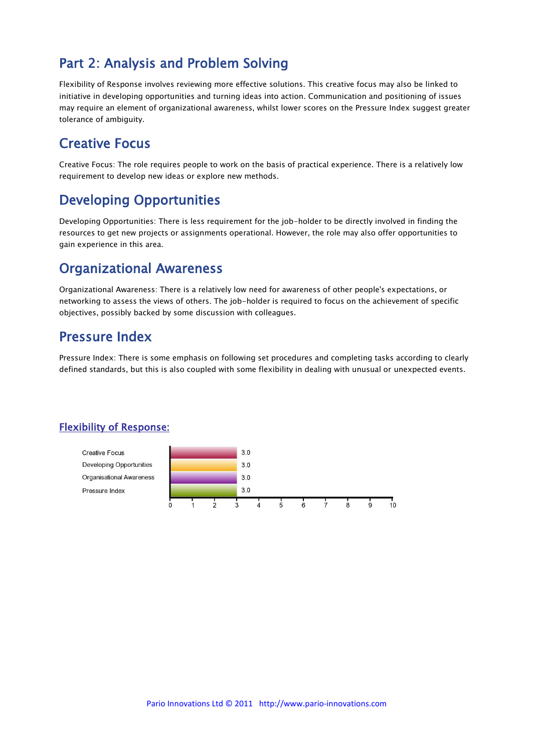## Part 2: Analysis and Problem Solving

Flexibility of Response involves reviewing more effective solutions. This creative focus may also be linked to initiative in developing opportunities and turning ideas into action. Communication and positioning of issues may require an element of organizational awareness, whilst lower scores on the Pressure Index suggest greater tolerance of ambiguity.

## Creative Focus

Creative Focus: The role requires people to work on the basis of practical experience. There is a relatively low requirement to develop new ideas or explore new methods.

## Developing Opportunities

Developing Opportunities: There is less requirement for the job-holder to be directly involved in finding the resources to get new projects or assignments operational. However, the role may also offer opportunities to gain experience in this area.

## Organizational Awareness

Organizational Awareness: There is a relatively low need for awareness of other people's expectations, or networking to assess the views of others. The job-holder is required to focus on the achievement of specific objectives, possibly backed by some discussion with colleagues.

## Pressure Index

Pressure Index: There is some emphasis on following set procedures and completing tasks according to clearly defined standards, but this is also coupled with some flexibility in dealing with unusual or unexpected events.

### Flexibility of Response:

| Scale | Score (0–10) |
| --- | --- |
| Creative Focus | 3.0 |
| Developing Opportunities | 3.0 |
| Organisational Awareness | 3.0 |
| Pressure Index | 3.0 |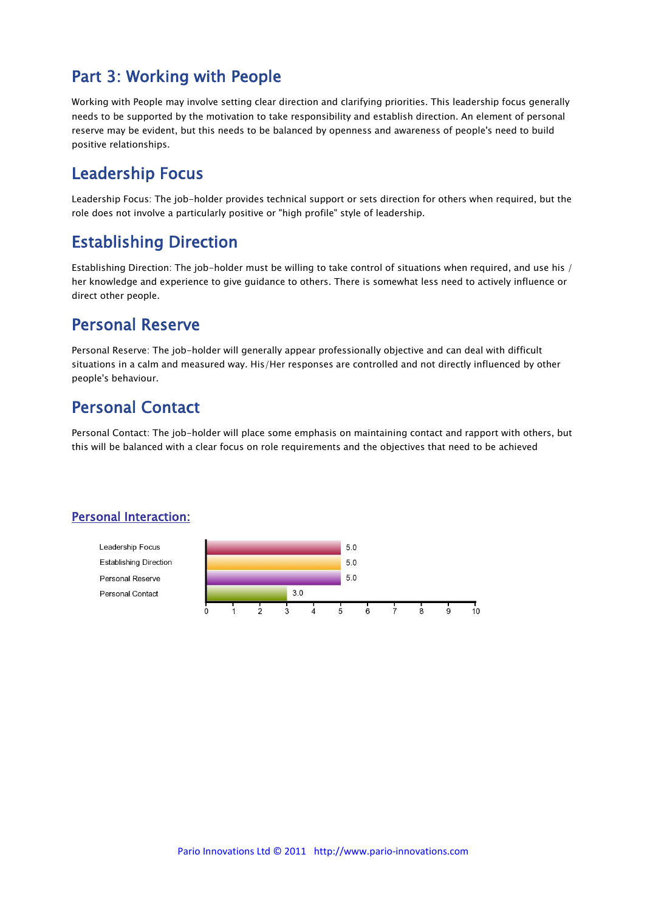## Part 3: Working with People

Working with People may involve setting clear direction and clarifying priorities. This leadership focus generally needs to be supported by the motivation to take responsibility and establish direction. An element of personal reserve may be evident, but this needs to be balanced by openness and awareness of people's need to build positive relationships.

## Leadership Focus

Leadership Focus: The job-holder provides technical support or sets direction for others when required, but the role does not involve a particularly positive or "high profile" style of leadership.

## Establishing Direction

Establishing Direction: The job-holder must be willing to take control of situations when required, and use his / her knowledge and experience to give guidance to others. There is somewhat less need to actively influence or direct other people.

## Personal Reserve

Personal Reserve: The job-holder will generally appear professionally objective and can deal with difficult situations in a calm and measured way. His/Her responses are controlled and not directly influenced by other people's behaviour.

## Personal Contact

Personal Contact: The job-holder will place some emphasis on maintaining contact and rapport with others, but this will be balanced with a clear focus on role requirements and the objectives that need to be achieved

### Personal Interaction:

| Scale | Score (0–10) |
| --- | --- |
| Leadership Focus | 5.0 |
| Establishing Direction | 5.0 |
| Personal Reserve | 5.0 |
| Personal Contact | 3.0 |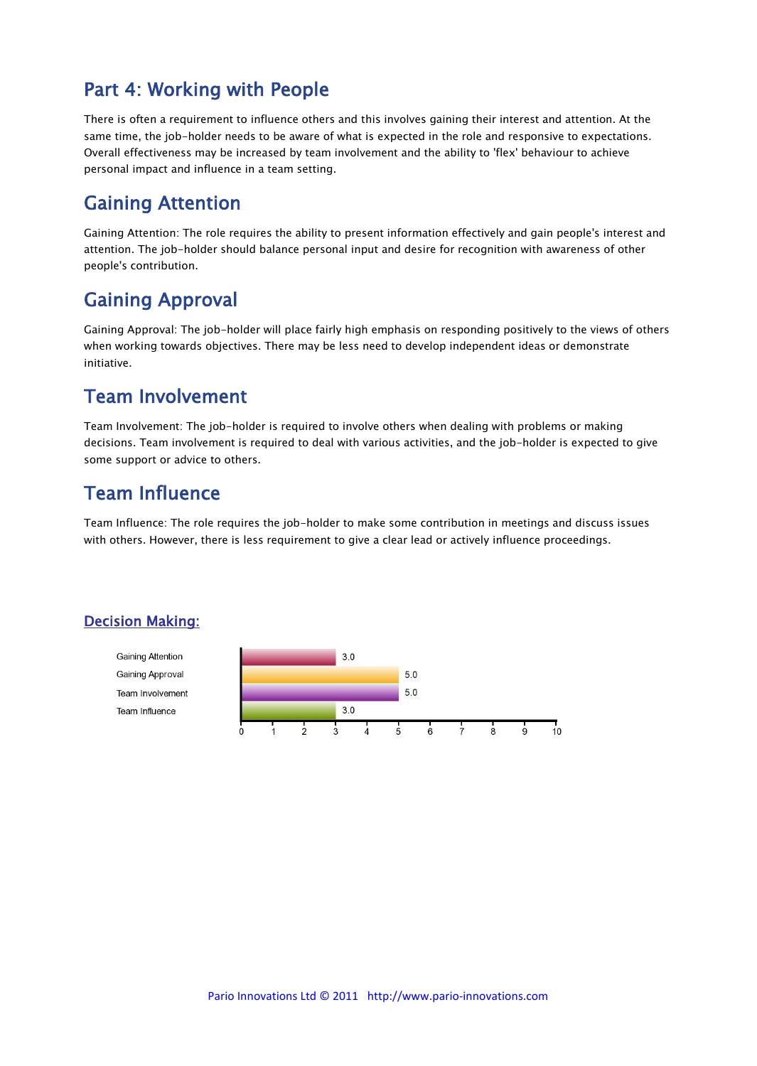# Part 4: Working with People

There is often a requirement to influence others and this involves gaining their interest and attention. At the same time, the job-holder needs to be aware of what is expected in the role and responsive to expectations. Overall effectiveness may be increased by team involvement and the ability to 'flex' behaviour to achieve personal impact and influence in a team setting.

## Gaining Attention

Gaining Attention: The role requires the ability to present information effectively and gain people's interest and attention. The job-holder should balance personal input and desire for recognition with awareness of other people's contribution.

## Gaining Approval

Gaining Approval: The job-holder will place fairly high emphasis on responding positively to the views of others when working towards objectives. There may be less need to develop independent ideas or demonstrate initiative.

## Team Involvement

Team Involvement: The job-holder is required to involve others when dealing with problems or making decisions. Team involvement is required to deal with various activities, and the job-holder is expected to give some support or advice to others.

## Team Influence

Team Influence: The role requires the job-holder to make some contribution in meetings and discuss issues with others. However, there is less requirement to give a clear lead or actively influence proceedings.

### Decision Making:

| Scale | Score (0–10) |
| --- | --- |
| Gaining Attention | 3.0 |
| Gaining Approval | 5.0 |
| Team Involvement | 5.0 |
| Team Influence | 3.0 |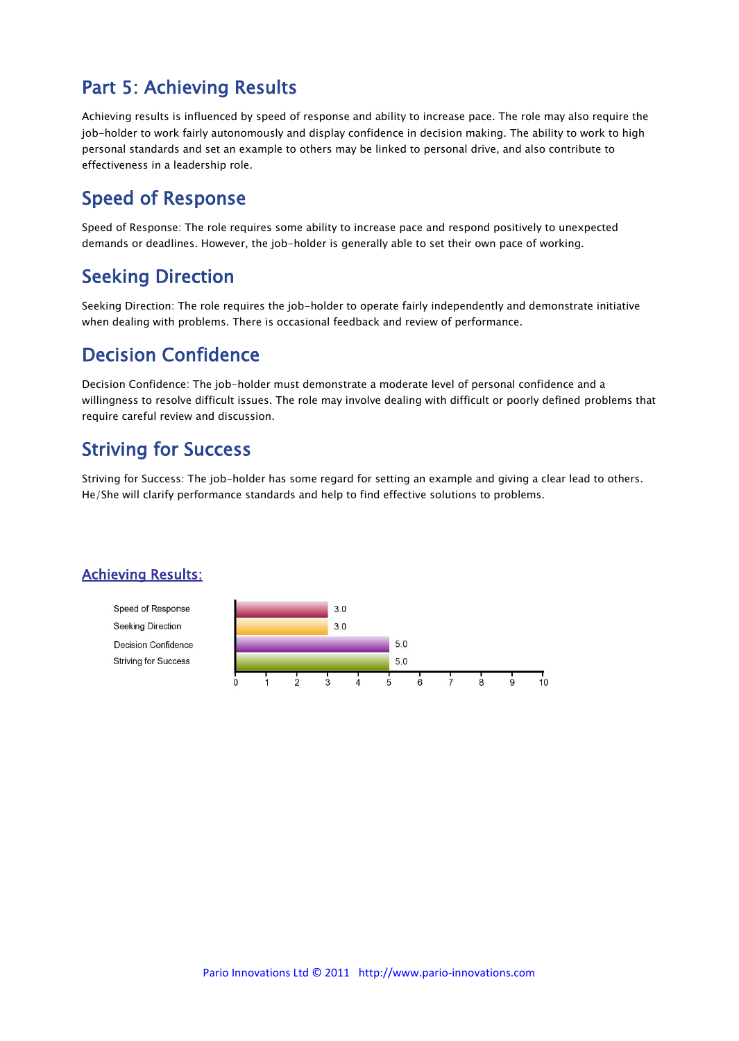# Part 5: Achieving Results

Achieving results is influenced by speed of response and ability to increase pace. The role may also require the job-holder to work fairly autonomously and display confidence in decision making. The ability to work to high personal standards and set an example to others may be linked to personal drive, and also contribute to effectiveness in a leadership role.

## Speed of Response

Speed of Response: The role requires some ability to increase pace and respond positively to unexpected demands or deadlines. However, the job-holder is generally able to set their own pace of working.

## Seeking Direction

Seeking Direction: The role requires the job-holder to operate fairly independently and demonstrate initiative when dealing with problems. There is occasional feedback and review of performance.

## Decision Confidence

Decision Confidence: The job-holder must demonstrate a moderate level of personal confidence and a willingness to resolve difficult issues. The role may involve dealing with difficult or poorly defined problems that require careful review and discussion.

## Striving for Success

Striving for Success: The job-holder has some regard for setting an example and giving a clear lead to others. He/She will clarify performance standards and help to find effective solutions to problems.

### Achieving Results:

| Scale | Score (0–10) |
|---|---|
| Speed of Response | 3.0 |
| Seeking Direction | 3.0 |
| Decision Confidence | 5.0 |
| Striving for Success | 5.0 |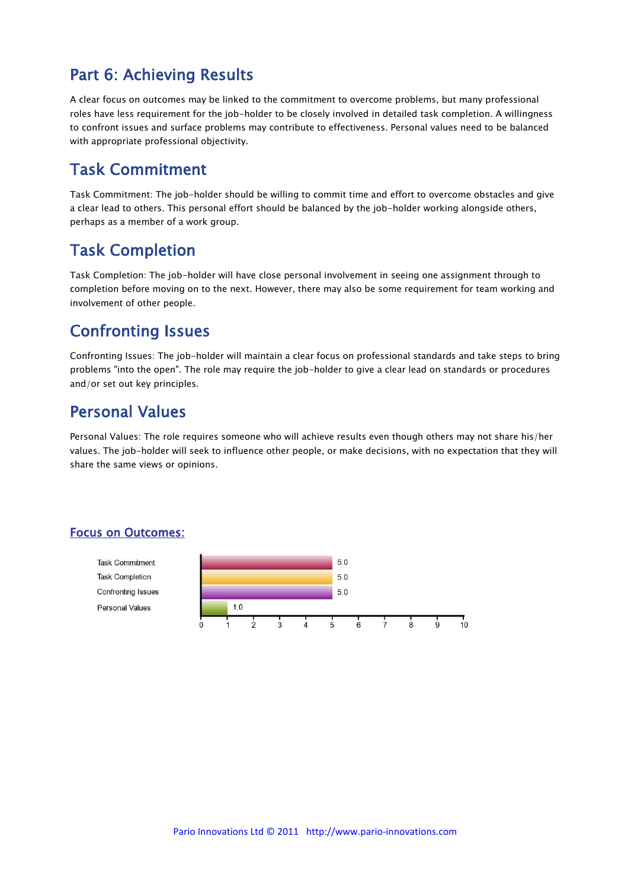# Part 6: Achieving Results

A clear focus on outcomes may be linked to the commitment to overcome problems, but many professional roles have less requirement for the job-holder to be closely involved in detailed task completion. A willingness to confront issues and surface problems may contribute to effectiveness. Personal values need to be balanced with appropriate professional objectivity.

## Task Commitment

Task Commitment: The job-holder should be willing to commit time and effort to overcome obstacles and give a clear lead to others. This personal effort should be balanced by the job-holder working alongside others, perhaps as a member of a work group.

## Task Completion

Task Completion: The job-holder will have close personal involvement in seeing one assignment through to completion before moving on to the next. However, there may also be some requirement for team working and involvement of other people.

## Confronting Issues

Confronting Issues: The job-holder will maintain a clear focus on professional standards and take steps to bring problems "into the open". The role may require the job-holder to give a clear lead on standards or procedures and/or set out key principles.

## Personal Values

Personal Values: The role requires someone who will achieve results even though others may not share his/her values. The job-holder will seek to influence other people, or make decisions, with no expectation that they will share the same views or opinions.

### Focus on Outcomes:

| Scale | Score (0–10) |
| --- | --- |
| Task Commitment | 5.0 |
| Task Completion | 5.0 |
| Confronting Issues | 5.0 |
| Personal Values | 1.0 |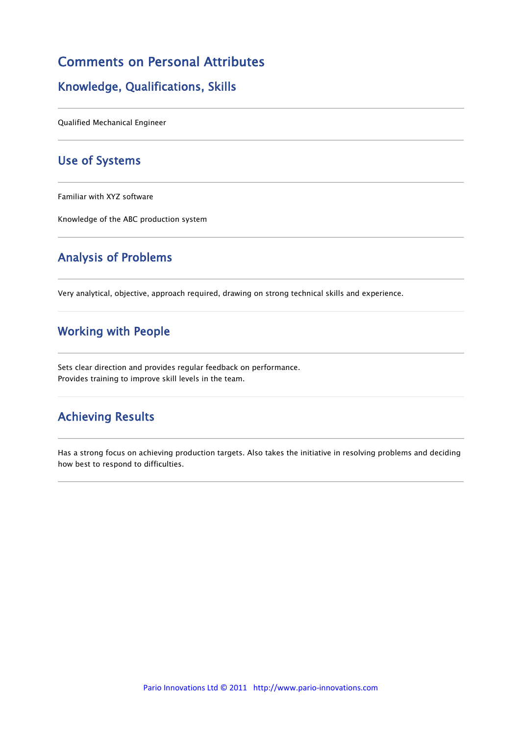# Comments on Personal Attributes

## Knowledge, Qualifications, Skills

---

Qualified Mechanical Engineer

---

## Use of Systems

---

Familiar with XYZ software

Knowledge of the ABC production system

---

## Analysis of Problems

---

Very analytical, objective, approach required, drawing on strong technical skills and experience.

---

## Working with People

---

Sets clear direction and provides regular feedback on performance.
Provides training to improve skill levels in the team.

---

## Achieving Results

---

Has a strong focus on achieving production targets. Also takes the initiative in resolving problems and deciding how best to respond to difficulties.

---

Pario Innovations Ltd © 2011 http://www.pario-innovations.com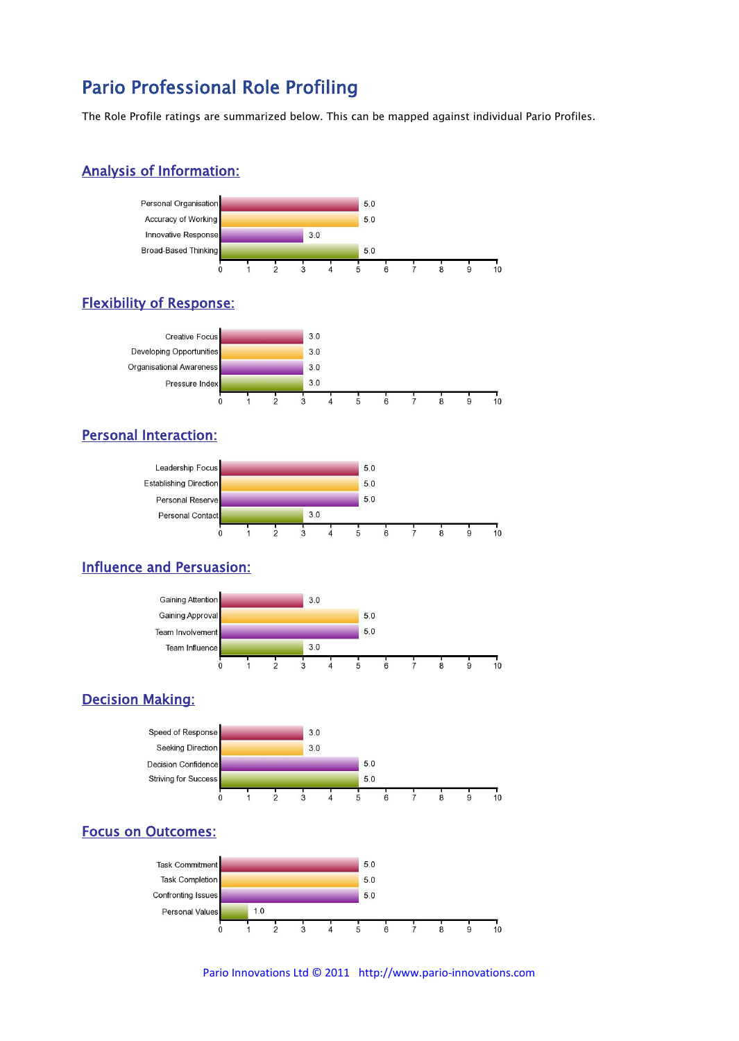# Pario Professional Role Profiling

The Role Profile ratings are summarized below. This can be mapped against individual Pario Profiles.

## Analysis of Information:

Personal Organisation 5.0
Accuracy of Working 5.0
Innovative Response 3.0
Broad-Based Thinking 5.0

0 1 2 3 4 5 6 7 8 9 10

## Flexibility of Response:

Creative Focus 3.0
Developing Opportunities 3.0
Organisational Awareness 3.0
Pressure Index 3.0

0 1 2 3 4 5 6 7 8 9 10

## Personal Interaction:

Leadership Focus 5.0
Establishing Direction 5.0
Personal Reserve 5.0
Personal Contact 3.0

0 1 2 3 4 5 6 7 8 9 10

## Influence and Persuasion:

Gaining Attention 3.0
Gaining Approval 5.0
Team Involvement 5.0
Team Influence 3.0

0 1 2 3 4 5 6 7 8 9 10

## Decision Making:

Speed of Response 3.0
Seeking Direction 3.0
Decision Confidence 5.0
Striving for Success 5.0

0 1 2 3 4 5 6 7 8 9 10

## Focus on Outcomes:

Task Commitment 5.0
Task Completion 5.0
Confronting Issues 5.0
Personal Values 1.0

0 1 2 3 4 5 6 7 8 9 10

Pario Innovations Ltd © 2011 http://www.pario-innovations.com